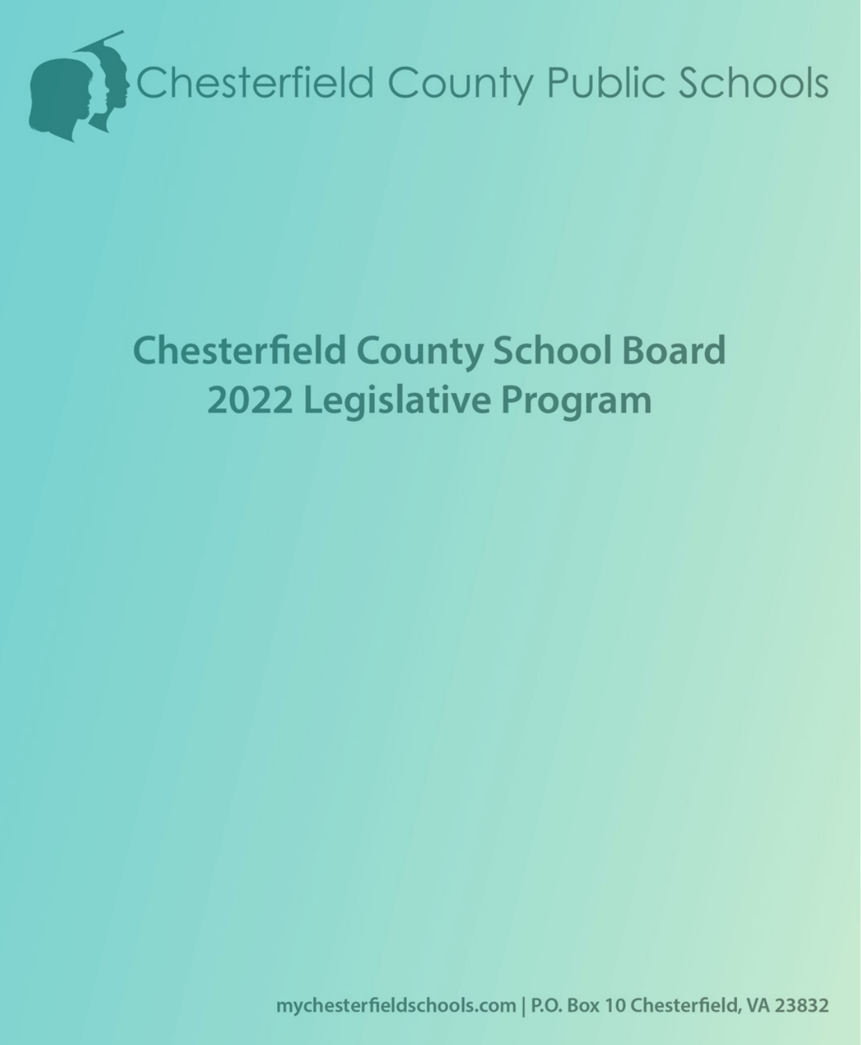Chesterfield County Public Schools

# Chesterfield County School Board 2022 Legislative Program

mychesterfieldschools.com | P.O. Box 10 Chesterfield, VA 23832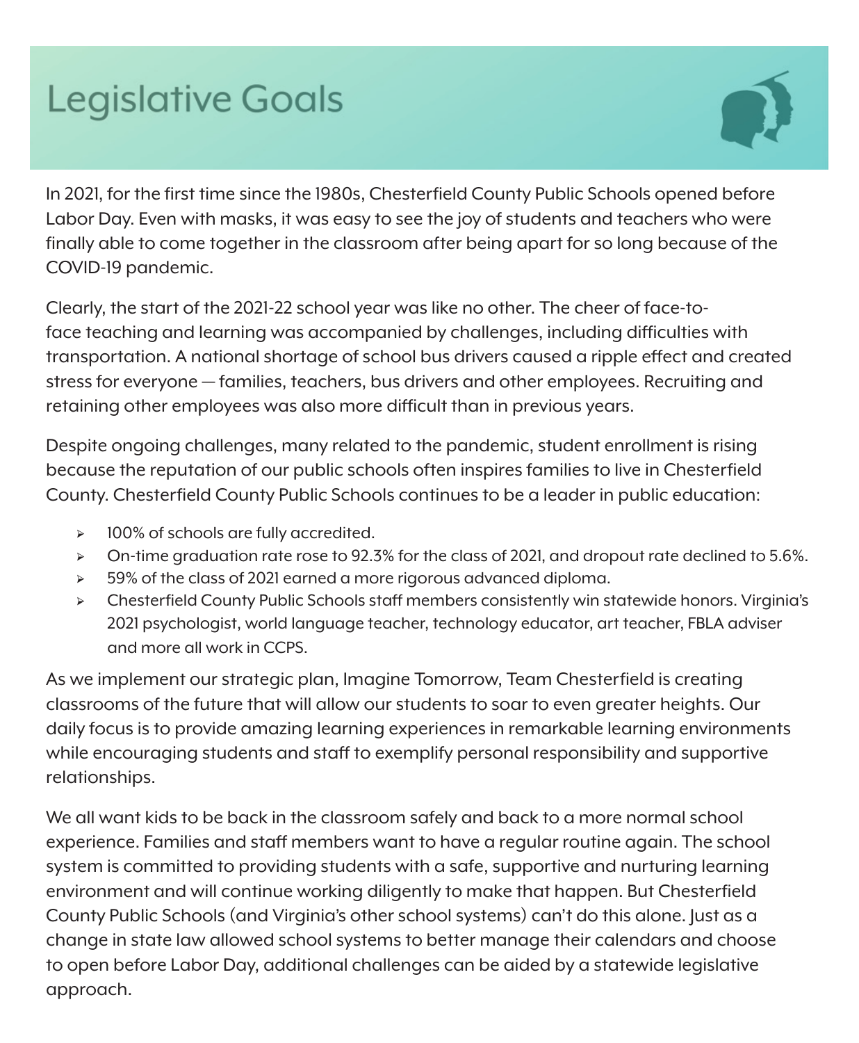# Legislative Goals

In 2021, for the first time since the 1980s, Chesterfield County Public Schools opened before Labor Day. Even with masks, it was easy to see the joy of students and teachers who were finally able to come together in the classroom after being apart for so long because of the COVID-19 pandemic.

Clearly, the start of the 2021-22 school year was like no other. The cheer of face-to-face teaching and learning was accompanied by challenges, including difficulties with transportation. A national shortage of school bus drivers caused a ripple effect and created stress for everyone — families, teachers, bus drivers and other employees. Recruiting and retaining other employees was also more difficult than in previous years.

Despite ongoing challenges, many related to the pandemic, student enrollment is rising because the reputation of our public schools often inspires families to live in Chesterfield County. Chesterfield County Public Schools continues to be a leader in public education:

- 100% of schools are fully accredited.
- On-time graduation rate rose to 92.3% for the class of 2021, and dropout rate declined to 5.6%.
- 59% of the class of 2021 earned a more rigorous advanced diploma.
- Chesterfield County Public Schools staff members consistently win statewide honors. Virginia's 2021 psychologist, world language teacher, technology educator, art teacher, FBLA adviser and more all work in CCPS.

As we implement our strategic plan, Imagine Tomorrow, Team Chesterfield is creating classrooms of the future that will allow our students to soar to even greater heights. Our daily focus is to provide amazing learning experiences in remarkable learning environments while encouraging students and staff to exemplify personal responsibility and supportive relationships.

We all want kids to be back in the classroom safely and back to a more normal school experience. Families and staff members want to have a regular routine again. The school system is committed to providing students with a safe, supportive and nurturing learning environment and will continue working diligently to make that happen. But Chesterfield County Public Schools (and Virginia's other school systems) can't do this alone. Just as a change in state law allowed school systems to better manage their calendars and choose to open before Labor Day, additional challenges can be aided by a statewide legislative approach.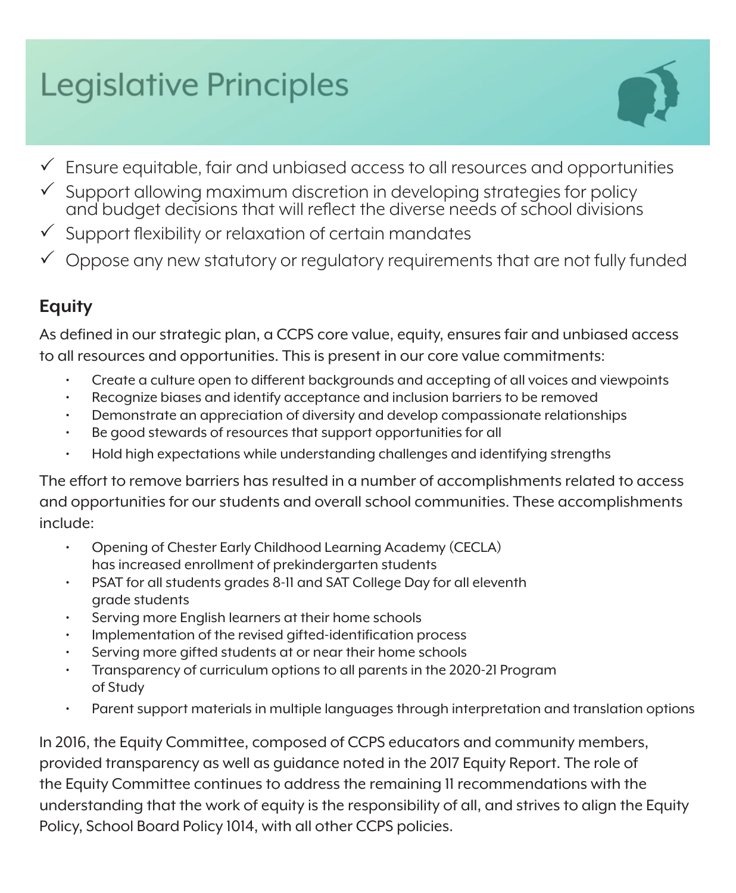# Legislative Principles

- ✓ Ensure equitable, fair and unbiased access to all resources and opportunities
- ✓ Support allowing maximum discretion in developing strategies for policy and budget decisions that will reflect the diverse needs of school divisions
- ✓ Support flexibility or relaxation of certain mandates
- ✓ Oppose any new statutory or regulatory requirements that are not fully funded

## Equity

As defined in our strategic plan, a CCPS core value, equity, ensures fair and unbiased access to all resources and opportunities. This is present in our core value commitments:

- Create a culture open to different backgrounds and accepting of all voices and viewpoints
- Recognize biases and identify acceptance and inclusion barriers to be removed
- Demonstrate an appreciation of diversity and develop compassionate relationships
- Be good stewards of resources that support opportunities for all
- Hold high expectations while understanding challenges and identifying strengths

The effort to remove barriers has resulted in a number of accomplishments related to access and opportunities for our students and overall school communities. These accomplishments include:

- Opening of Chester Early Childhood Learning Academy (CECLA) has increased enrollment of prekindergarten students
- PSAT for all students grades 8-11 and SAT College Day for all eleventh grade students
- Serving more English learners at their home schools
- Implementation of the revised gifted-identification process
- Serving more gifted students at or near their home schools
- Transparency of curriculum options to all parents in the 2020-21 Program of Study
- Parent support materials in multiple languages through interpretation and translation options

In 2016, the Equity Committee, composed of CCPS educators and community members, provided transparency as well as guidance noted in the 2017 Equity Report. The role of the Equity Committee continues to address the remaining 11 recommendations with the understanding that the work of equity is the responsibility of all, and strives to align the Equity Policy, School Board Policy 1014, with all other CCPS policies.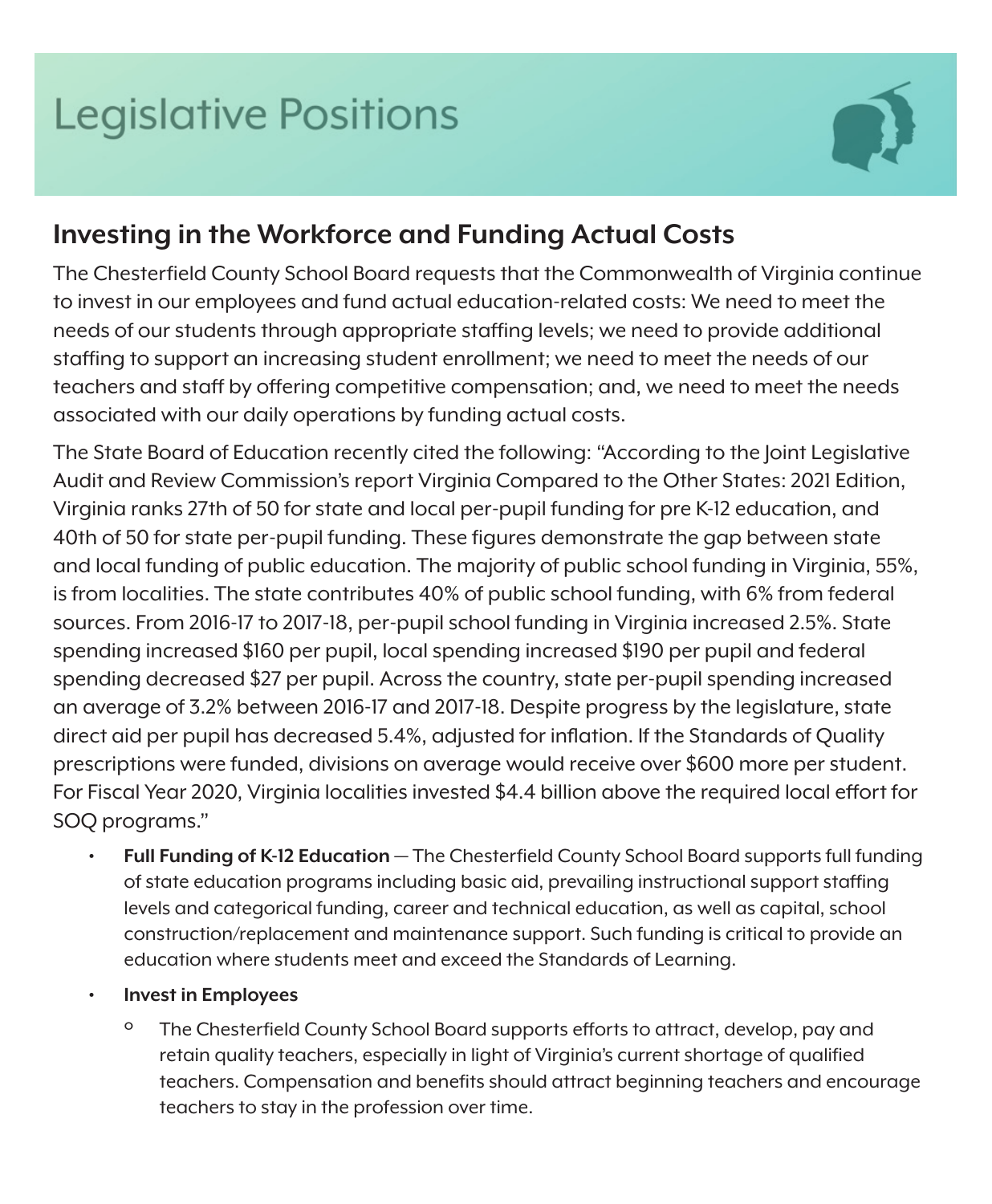# Legislative Positions

## Investing in the Workforce and Funding Actual Costs

The Chesterfield County School Board requests that the Commonwealth of Virginia continue to invest in our employees and fund actual education-related costs: We need to meet the needs of our students through appropriate staffing levels; we need to provide additional staffing to support an increasing student enrollment; we need to meet the needs of our teachers and staff by offering competitive compensation; and, we need to meet the needs associated with our daily operations by funding actual costs.

The State Board of Education recently cited the following: "According to the Joint Legislative Audit and Review Commission's report Virginia Compared to the Other States: 2021 Edition, Virginia ranks 27th of 50 for state and local per-pupil funding for pre K-12 education, and 40th of 50 for state per-pupil funding. These figures demonstrate the gap between state and local funding of public education. The majority of public school funding in Virginia, 55%, is from localities. The state contributes 40% of public school funding, with 6% from federal sources. From 2016-17 to 2017-18, per-pupil school funding in Virginia increased 2.5%. State spending increased $160 per pupil, local spending increased $190 per pupil and federal spending decreased $27 per pupil. Across the country, state per-pupil spending increased an average of 3.2% between 2016-17 and 2017-18. Despite progress by the legislature, state direct aid per pupil has decreased 5.4%, adjusted for inflation. If the Standards of Quality prescriptions were funded, divisions on average would receive over $600 more per student. For Fiscal Year 2020, Virginia localities invested $4.4 billion above the required local effort for SOQ programs."

- **Full Funding of K-12 Education** — The Chesterfield County School Board supports full funding of state education programs including basic aid, prevailing instructional support staffing levels and categorical funding, career and technical education, as well as capital, school construction/replacement and maintenance support. Such funding is critical to provide an education where students meet and exceed the Standards of Learning.
- **Invest in Employees**
  - The Chesterfield County School Board supports efforts to attract, develop, pay and retain quality teachers, especially in light of Virginia's current shortage of qualified teachers. Compensation and benefits should attract beginning teachers and encourage teachers to stay in the profession over time.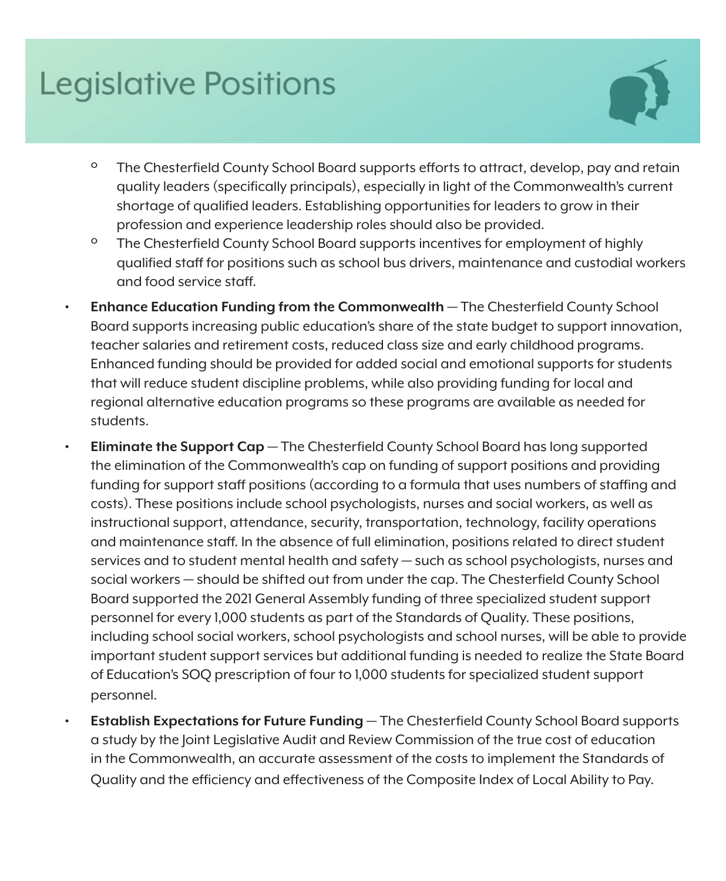# Legislative Positions

  - The Chesterfield County School Board supports efforts to attract, develop, pay and retain quality leaders (specifically principals), especially in light of the Commonwealth's current shortage of qualified leaders. Establishing opportunities for leaders to grow in their profession and experience leadership roles should also be provided.
  - The Chesterfield County School Board supports incentives for employment of highly qualified staff for positions such as school bus drivers, maintenance and custodial workers and food service staff.

- **Enhance Education Funding from the Commonwealth** — The Chesterfield County School Board supports increasing public education's share of the state budget to support innovation, teacher salaries and retirement costs, reduced class size and early childhood programs. Enhanced funding should be provided for added social and emotional supports for students that will reduce student discipline problems, while also providing funding for local and regional alternative education programs so these programs are available as needed for students.
- **Eliminate the Support Cap** — The Chesterfield County School Board has long supported the elimination of the Commonwealth's cap on funding of support positions and providing funding for support staff positions (according to a formula that uses numbers of staffing and costs). These positions include school psychologists, nurses and social workers, as well as instructional support, attendance, security, transportation, technology, facility operations and maintenance staff. In the absence of full elimination, positions related to direct student services and to student mental health and safety — such as school psychologists, nurses and social workers — should be shifted out from under the cap. The Chesterfield County School Board supported the 2021 General Assembly funding of three specialized student support personnel for every 1,000 students as part of the Standards of Quality. These positions, including school social workers, school psychologists and school nurses, will be able to provide important student support services but additional funding is needed to realize the State Board of Education's SOQ prescription of four to 1,000 students for specialized student support personnel.
- **Establish Expectations for Future Funding** — The Chesterfield County School Board supports a study by the Joint Legislative Audit and Review Commission of the true cost of education in the Commonwealth, an accurate assessment of the costs to implement the Standards of Quality and the efficiency and effectiveness of the Composite Index of Local Ability to Pay.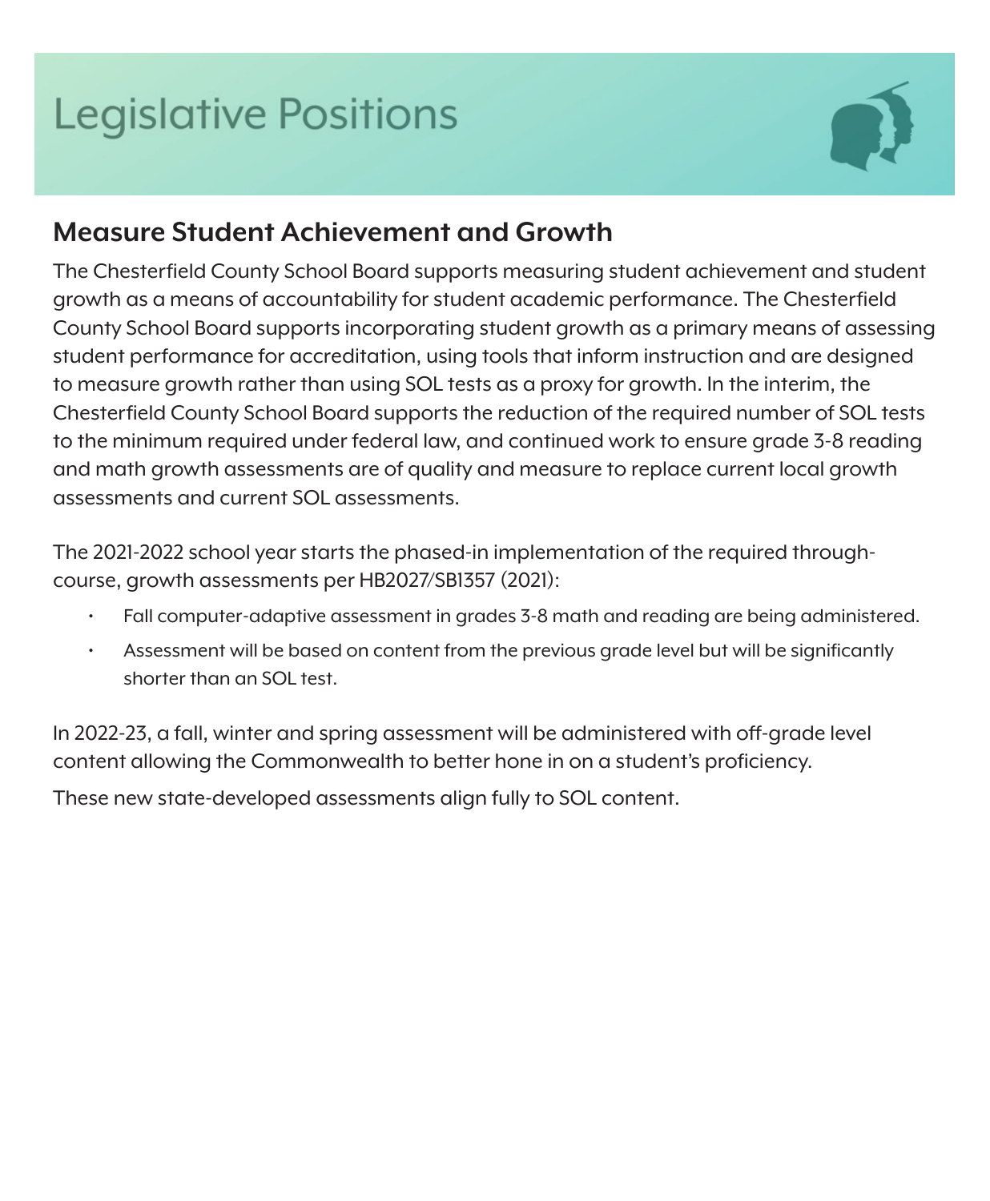# Legislative Positions

## Measure Student Achievement and Growth

The Chesterfield County School Board supports measuring student achievement and student growth as a means of accountability for student academic performance. The Chesterfield County School Board supports incorporating student growth as a primary means of assessing student performance for accreditation, using tools that inform instruction and are designed to measure growth rather than using SOL tests as a proxy for growth. In the interim, the Chesterfield County School Board supports the reduction of the required number of SOL tests to the minimum required under federal law, and continued work to ensure grade 3-8 reading and math growth assessments are of quality and measure to replace current local growth assessments and current SOL assessments.

The 2021-2022 school year starts the phased-in implementation of the required through-course, growth assessments per HB2027/SB1357 (2021):

- Fall computer-adaptive assessment in grades 3-8 math and reading are being administered.
- Assessment will be based on content from the previous grade level but will be significantly shorter than an SOL test.

In 2022-23, a fall, winter and spring assessment will be administered with off-grade level content allowing the Commonwealth to better hone in on a student's proficiency.

These new state-developed assessments align fully to SOL content.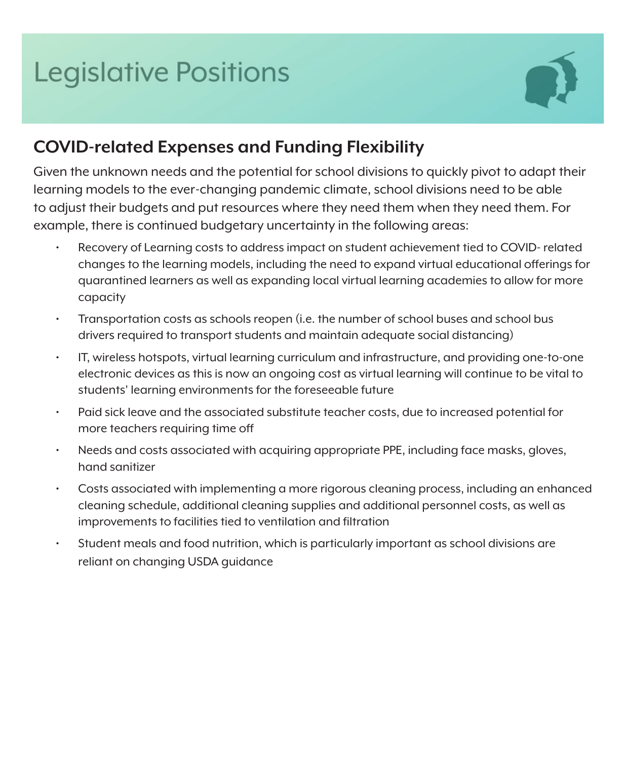# Legislative Positions

## COVID-related Expenses and Funding Flexibility

Given the unknown needs and the potential for school divisions to quickly pivot to adapt their learning models to the ever-changing pandemic climate, school divisions need to be able to adjust their budgets and put resources where they need them when they need them. For example, there is continued budgetary uncertainty in the following areas:

- Recovery of Learning costs to address impact on student achievement tied to COVID- related changes to the learning models, including the need to expand virtual educational offerings for quarantined learners as well as expanding local virtual learning academies to allow for more capacity
- Transportation costs as schools reopen (i.e. the number of school buses and school bus drivers required to transport students and maintain adequate social distancing)
- IT, wireless hotspots, virtual learning curriculum and infrastructure, and providing one-to-one electronic devices as this is now an ongoing cost as virtual learning will continue to be vital to students' learning environments for the foreseeable future
- Paid sick leave and the associated substitute teacher costs, due to increased potential for more teachers requiring time off
- Needs and costs associated with acquiring appropriate PPE, including face masks, gloves, hand sanitizer
- Costs associated with implementing a more rigorous cleaning process, including an enhanced cleaning schedule, additional cleaning supplies and additional personnel costs, as well as improvements to facilities tied to ventilation and filtration
- Student meals and food nutrition, which is particularly important as school divisions are reliant on changing USDA guidance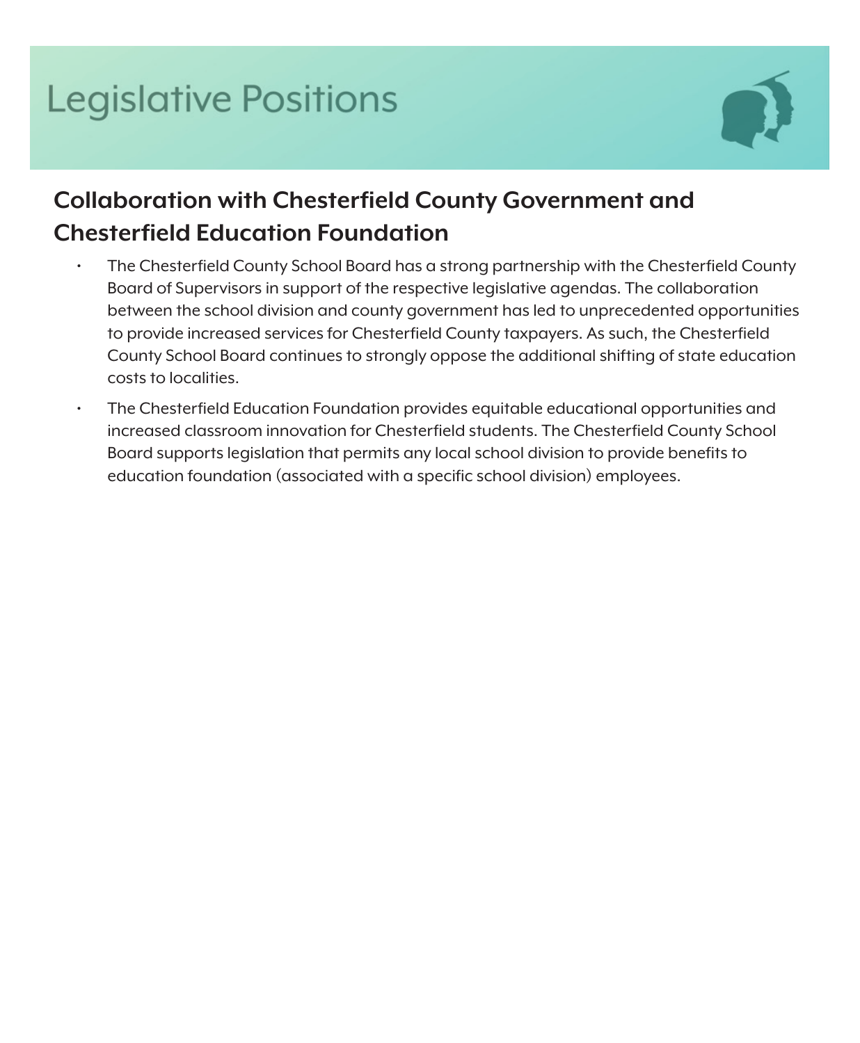# Legislative Positions

## Collaboration with Chesterfield County Government and Chesterfield Education Foundation

- The Chesterfield County School Board has a strong partnership with the Chesterfield County Board of Supervisors in support of the respective legislative agendas. The collaboration between the school division and county government has led to unprecedented opportunities to provide increased services for Chesterfield County taxpayers. As such, the Chesterfield County School Board continues to strongly oppose the additional shifting of state education costs to localities.
- The Chesterfield Education Foundation provides equitable educational opportunities and increased classroom innovation for Chesterfield students. The Chesterfield County School Board supports legislation that permits any local school division to provide benefits to education foundation (associated with a specific school division) employees.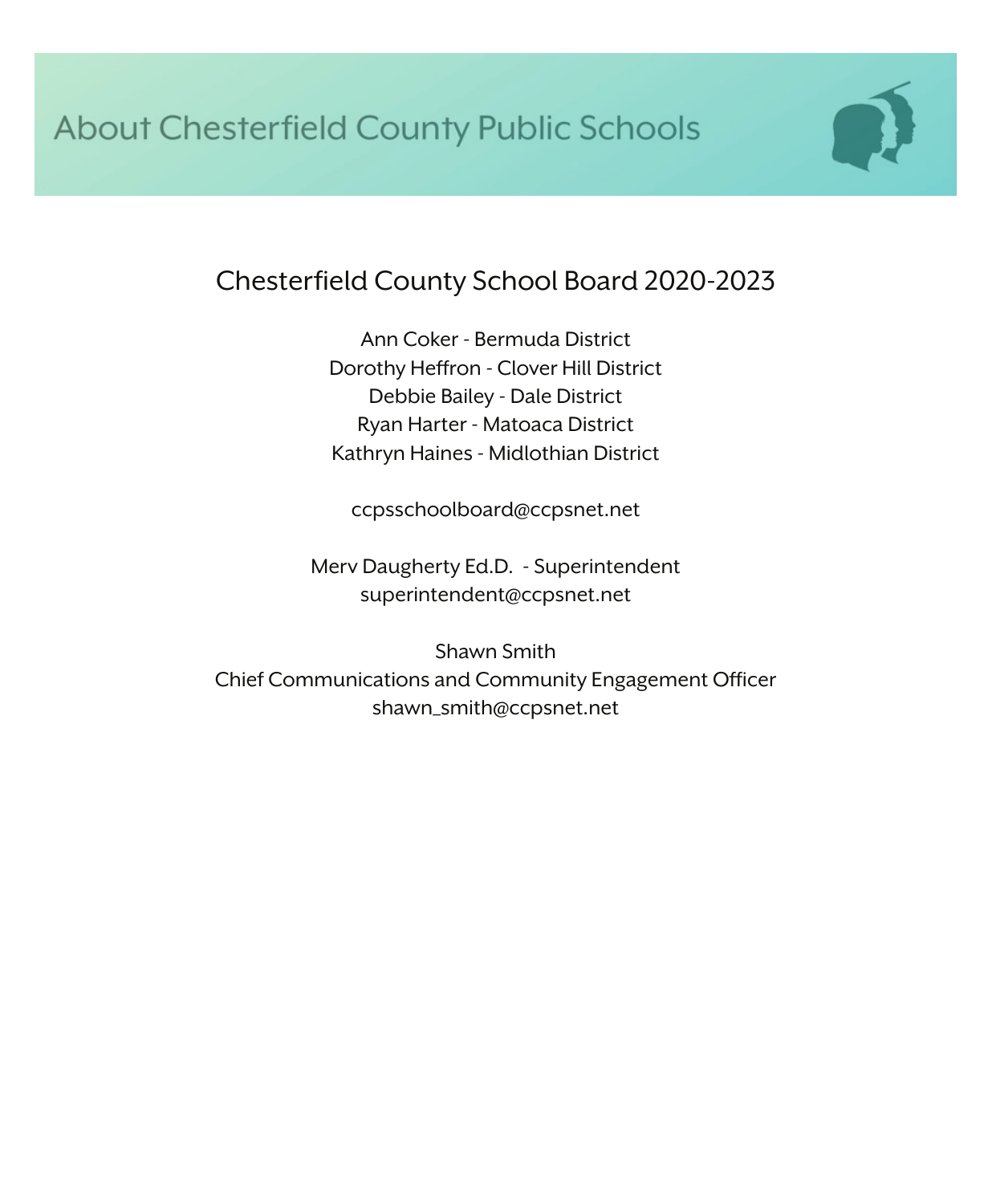# About Chesterfield County Public Schools

## Chesterfield County School Board 2020-2023

Ann Coker - Bermuda District
Dorothy Heffron - Clover Hill District
Debbie Bailey - Dale District
Ryan Harter - Matoaca District
Kathryn Haines - Midlothian District

ccpsschoolboard@ccpsnet.net

Merv Daugherty Ed.D. - Superintendent
superintendent@ccpsnet.net

Shawn Smith
Chief Communications and Community Engagement Officer
shawn_smith@ccpsnet.net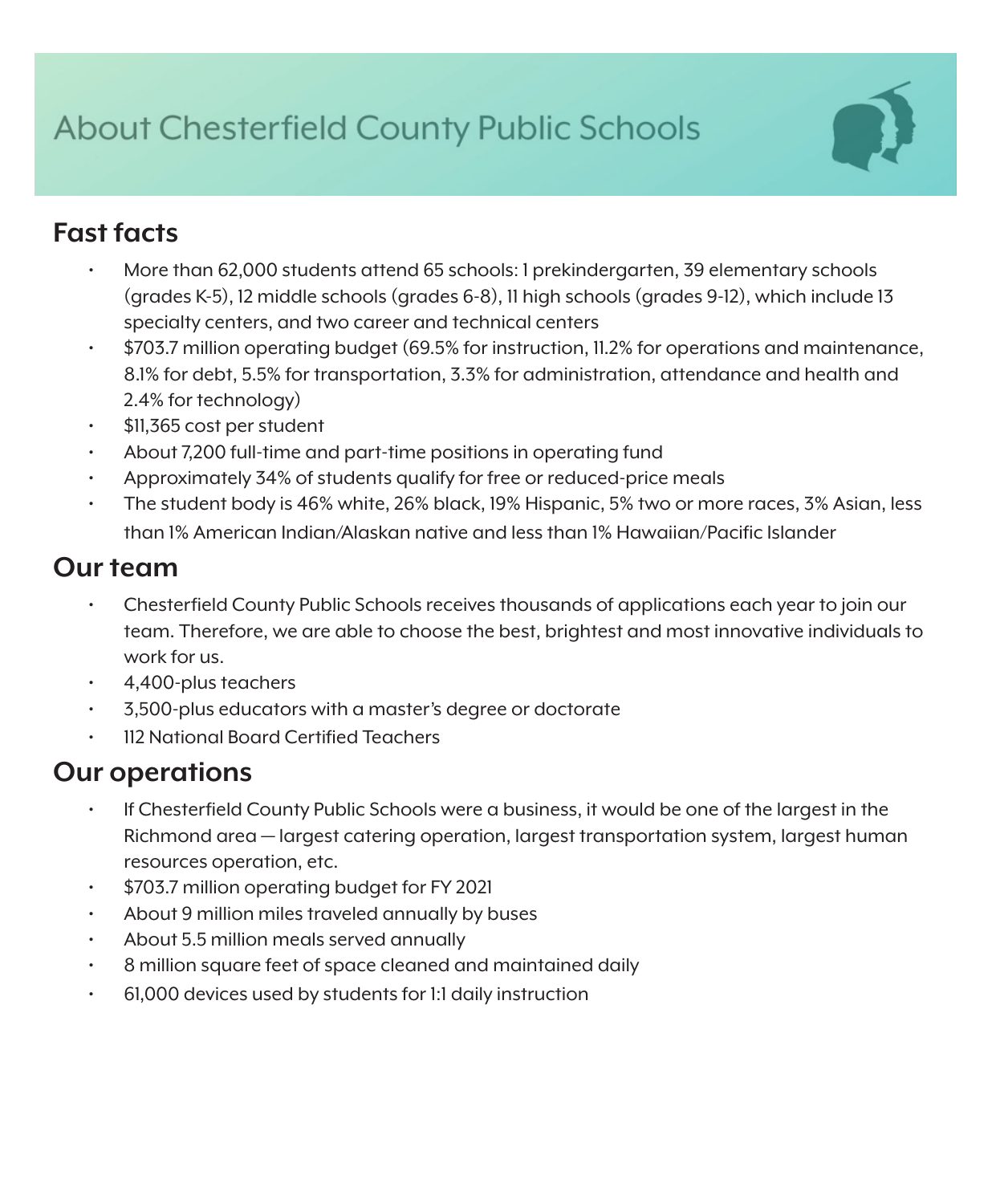# About Chesterfield County Public Schools

## Fast facts

- More than 62,000 students attend 65 schools: 1 prekindergarten, 39 elementary schools (grades K-5), 12 middle schools (grades 6-8), 11 high schools (grades 9-12), which include 13 specialty centers, and two career and technical centers
- $703.7 million operating budget (69.5% for instruction, 11.2% for operations and maintenance, 8.1% for debt, 5.5% for transportation, 3.3% for administration, attendance and health and 2.4% for technology)
- $11,365 cost per student
- About 7,200 full-time and part-time positions in operating fund
- Approximately 34% of students qualify for free or reduced-price meals
- The student body is 46% white, 26% black, 19% Hispanic, 5% two or more races, 3% Asian, less than 1% American Indian/Alaskan native and less than 1% Hawaiian/Pacific Islander

## Our team

- Chesterfield County Public Schools receives thousands of applications each year to join our team. Therefore, we are able to choose the best, brightest and most innovative individuals to work for us.
- 4,400-plus teachers
- 3,500-plus educators with a master's degree or doctorate
- 112 National Board Certified Teachers

## Our operations

- If Chesterfield County Public Schools were a business, it would be one of the largest in the Richmond area — largest catering operation, largest transportation system, largest human resources operation, etc.
- $703.7 million operating budget for FY 2021
- About 9 million miles traveled annually by buses
- About 5.5 million meals served annually
- 8 million square feet of space cleaned and maintained daily
- 61,000 devices used by students for 1:1 daily instruction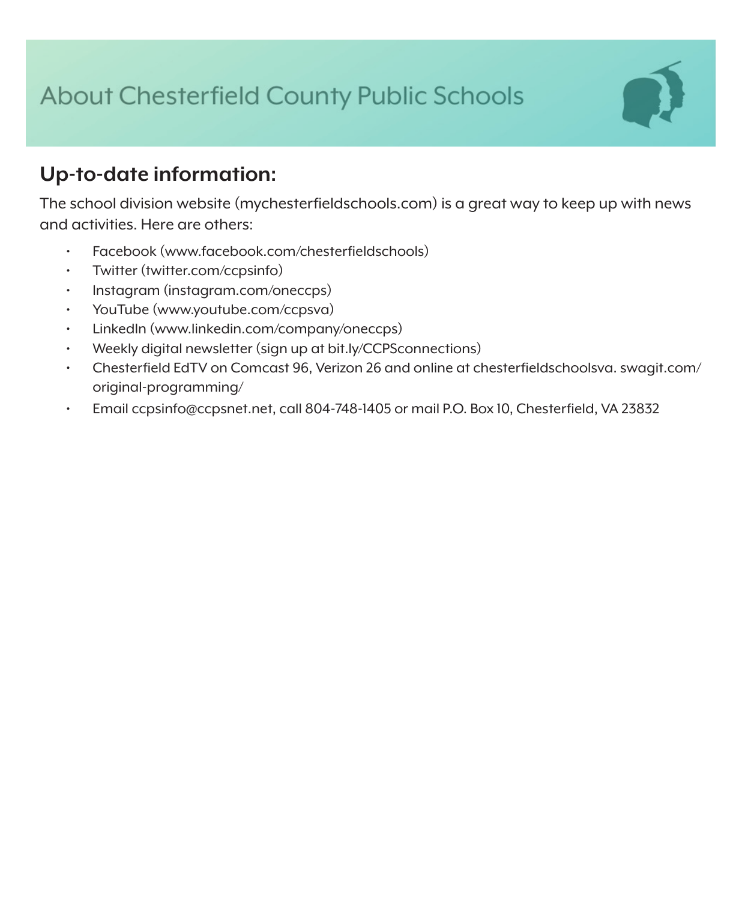# About Chesterfield County Public Schools

## Up-to-date information:

The school division website (mychesterfieldschools.com) is a great way to keep up with news and activities. Here are others:

- Facebook (www.facebook.com/chesterfieldschools)
- Twitter (twitter.com/ccpsinfo)
- Instagram (instagram.com/oneccps)
- YouTube (www.youtube.com/ccpsva)
- LinkedIn (www.linkedin.com/company/oneccps)
- Weekly digital newsletter (sign up at bit.ly/CCPSconnections)
- Chesterfield EdTV on Comcast 96, Verizon 26 and online at chesterfieldschoolsva. swagit.com/original-programming/
- Email ccpsinfo@ccpsnet.net, call 804-748-1405 or mail P.O. Box 10, Chesterfield, VA 23832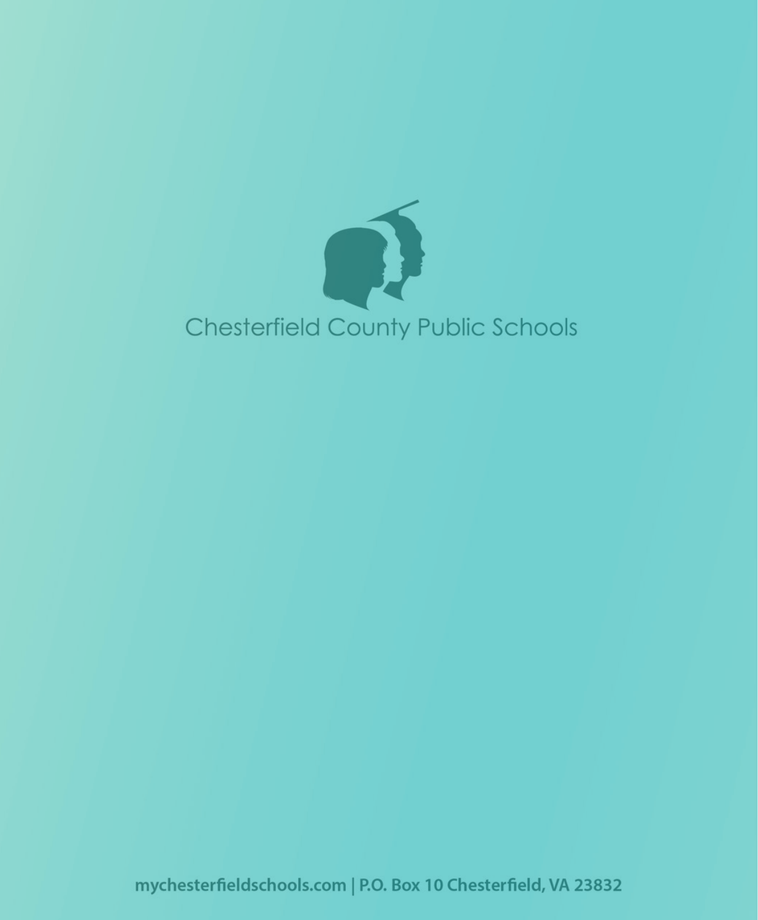Chesterfield County Public Schools

mychesterfieldschools.com | P.O. Box 10 Chesterfield, VA 23832